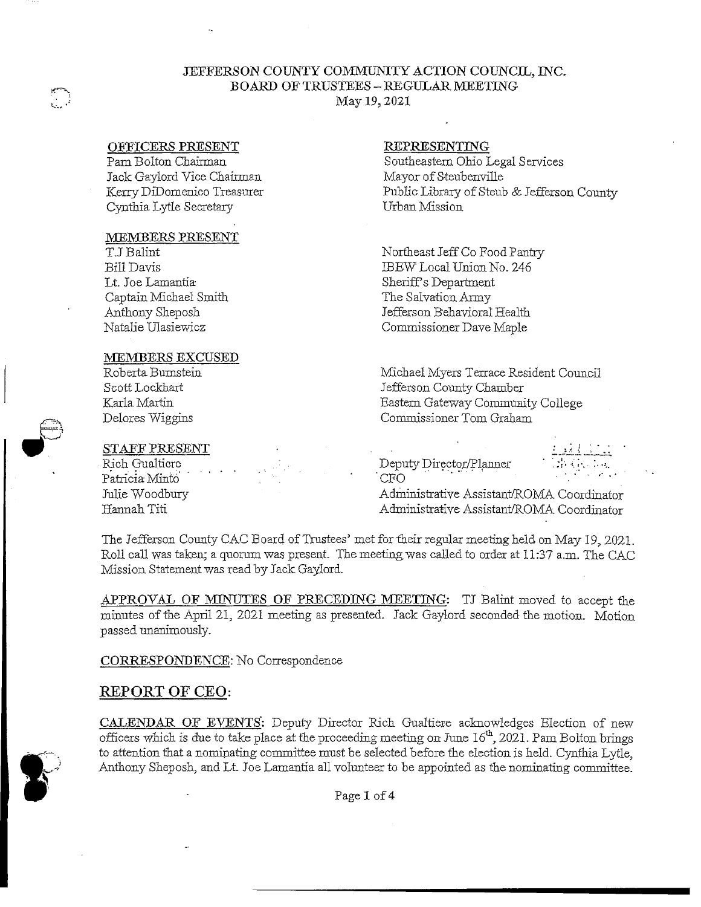# JEFFERSON COUNTY COMMUNITY ACTION COUNCIL, INC.
## BOARD OF TRUSTEES – REGULAR MEETING
May 19, 2021

| OFFICERS PRESENT | REPRESENTING |
|---|---|
| Pam Bolton Chairman | Southeastern Ohio Legal Services |
| Jack Gaylord Vice Chairman | Mayor of Steubenville |
| Kerry DiDomenico Treasurer | Public Library of Steub & Jefferson County |
| Cynthia Lytle Secretary | Urban Mission |

| MEMBERS PRESENT | |
|---|---|
| T.J Balint | Northeast Jeff Co Food Pantry |
| Bill Davis | IBEW Local Union No. 246 |
| Lt. Joe Lamantia | Sheriff's Department |
| Captain Michael Smith | The Salvation Army |
| Anthony Sheposh | Jefferson Behavioral Health |
| Natalie Ulasiewicz | Commissioner Dave Maple |

| MEMBERS EXCUSED | |
|---|---|
| Roberta Burnstein | Michael Myers Terrace Resident Council |
| Scott Lockhart | Jefferson County Chamber |
| Karla Martin | Eastern Gateway Community College |
| Delores Wiggins | Commissioner Tom Graham |

| STAFF PRESENT | |
|---|---|
| Rich Gualtiere | Deputy Director/Planner |
| Patricia Minto | CFO |
| Julie Woodbury | Administrative Assistant/ROMA Coordinator |
| Hannah Titi | Administrative Assistant/ROMA Coordinator |

The Jefferson County CAC Board of Trustees' met for their regular meeting held on May 19, 2021. Roll call was taken; a quorum was present. The meeting was called to order at 11:37 a.m. The CAC Mission Statement was read by Jack Gaylord.

APPROVAL OF MINUTES OF PRECEDING MEETING: TJ Balint moved to accept the minutes of the April 21, 2021 meeting as presented. Jack Gaylord seconded the motion. Motion passed unanimously.

CORRESPONDENCE: No Correspondence

## REPORT OF CEO:

CALENDAR OF EVENTS: Deputy Director Rich Gualtiere acknowledges Election of new officers which is due to take place at the proceeding meeting on June 16th, 2021. Pam Bolton brings to attention that a nominating committee must be selected before the election is held. Cynthia Lytle, Anthony Sheposh, and Lt. Joe Lamantia all volunteer to be appointed as the nominating committee.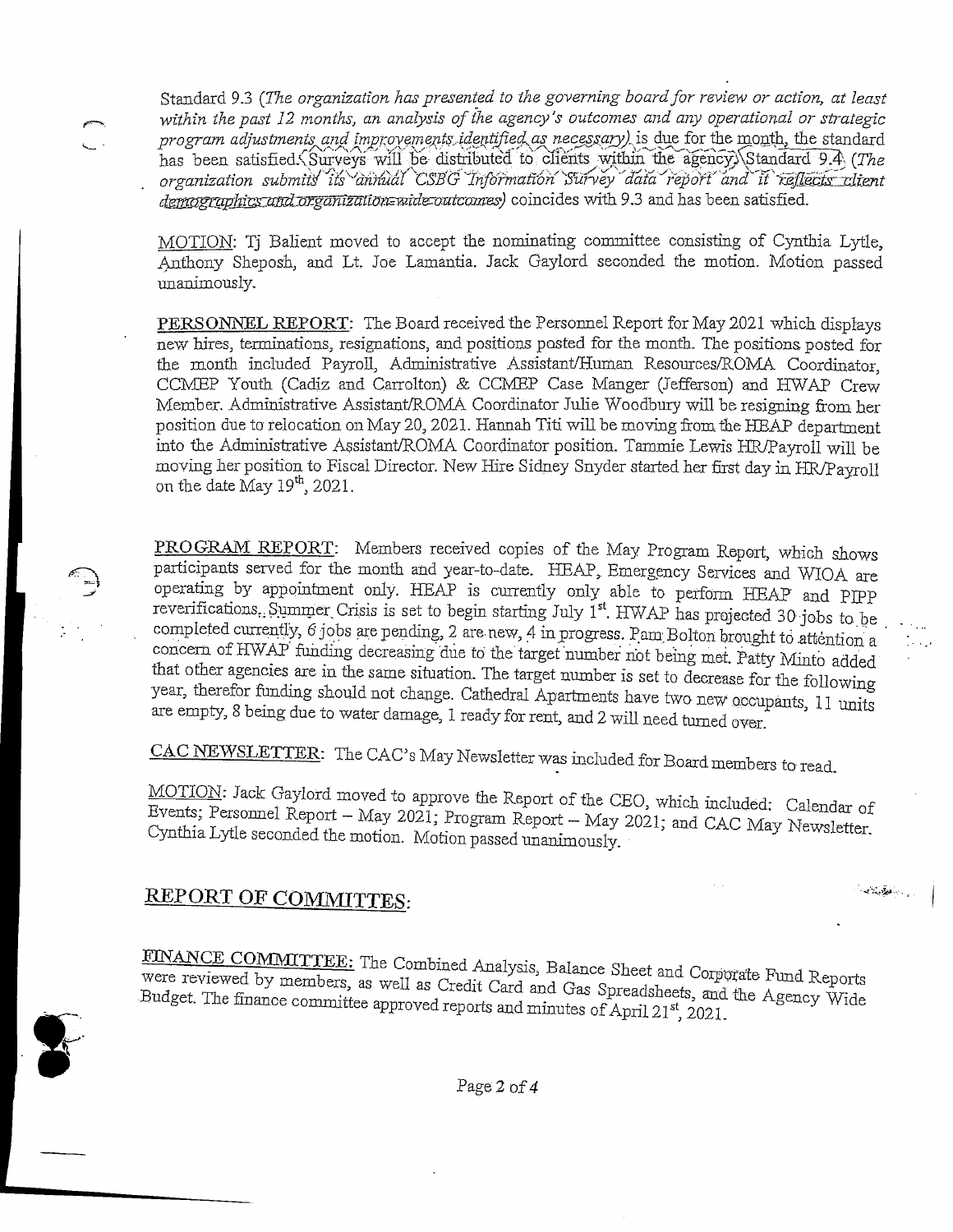Standard 9.3 (*The organization has presented to the governing board for review or action, at least within the past 12 months, an analysis of the agency's outcomes and any operational or strategic program adjustments and improvements identified as necessary*) is due for the month, the standard has been satisfied. Surveys will be distributed to clients within the agency. Standard 9.4 (*The organization submits its annual CSBG Information Survey data report and it reflects client demographics and organization-wide outcomes*) coincides with 9.3 and has been satisfied.

MOTION: Tj Balient moved to accept the nominating committee consisting of Cynthia Lytle, Anthony Sheposh, and Lt. Joe Lamantia. Jack Gaylord seconded the motion. Motion passed unanimously.

**PERSONNEL REPORT**: The Board received the Personnel Report for May 2021 which displays new hires, terminations, resignations, and positions posted for the month. The positions posted for the month included Payroll, Administrative Assistant/Human Resources/ROMA Coordinator, CCMEP Youth (Cadiz and Carrolton) & CCMEP Case Manger (Jefferson) and HWAP Crew Member. Administrative Assistant/ROMA Coordinator Julie Woodbury will be resigning from her position due to relocation on May 20, 2021. Hannah Titi will be moving from the HEAP department into the Administrative Assistant/ROMA Coordinator position. Tammie Lewis HR/Payroll will be moving her position to Fiscal Director. New Hire Sidney Snyder started her first day in HR/Payroll on the date May 19th, 2021.

**PROGRAM REPORT**: Members received copies of the May Program Report, which shows participants served for the month and year-to-date. HEAP, Emergency Services and WIOA are operating by appointment only. HEAP is currently only able to perform HEAP and PIPP reverifications. Summer Crisis is set to begin starting July 1st. HWAP has projected 30 jobs to be completed currently, 6 jobs are pending, 2 are new, 4 in progress. Pam Bolton brought to attention a concern of HWAP funding decreasing due to the target number not being met. Patty Minto added that other agencies are in the same situation. The target number is set to decrease for the following year, therefor funding should not change. Cathedral Apartments have two new occupants, 11 units are empty, 8 being due to water damage, 1 ready for rent, and 2 will need turned over.

**CAC NEWSLETTER**: The CAC's May Newsletter was included for Board members to read.

MOTION: Jack Gaylord moved to approve the Report of the CEO, which included: Calendar of Events; Personnel Report – May 2021; Program Report – May 2021; and CAC May Newsletter. Cynthia Lytle seconded the motion. Motion passed unanimously.

## REPORT OF COMMITTES:

**FINANCE COMMITTEE:** The Combined Analysis, Balance Sheet and Corporate Fund Reports were reviewed by members, as well as Credit Card and Gas Spreadsheets, and the Agency Wide Budget. The finance committee approved reports and minutes of April 21st, 2021.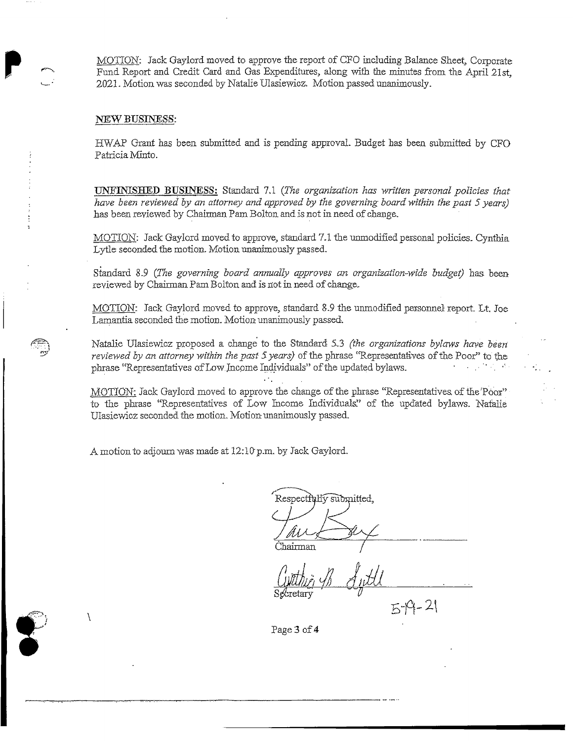MOTION: Jack Gaylord moved to approve the report of CFO including Balance Sheet, Corporate Fund Report and Credit Card and Gas Expenditures, along with the minutes from the April 21st, 2021. Motion was seconded by Natalie Ulasiewicz. Motion passed unanimously.

**NEW BUSINESS:**

HWAP Grant has been submitted and is pending approval. Budget has been submitted by CFO Patricia Minto.

**UNFINISHED BUSINESS:** Standard 7.1 (*The organization has written personal policies that have been reviewed by an attorney and approved by the governing board within the past 5 years*) has been reviewed by Chairman Pam Bolton and is not in need of change.

MOTION: Jack Gaylord moved to approve, standard 7.1 the unmodified personal policies. Cynthia Lytle seconded the motion. Motion unanimously passed.

Standard 8.9 (*The governing board annually approves an organization-wide budget*) has been reviewed by Chairman Pam Bolton and is not in need of change.

MOTION: Jack Gaylord moved to approve, standard 8.9 the unmodified personnel report. Lt. Joe Lamantia seconded the motion. Motion unanimously passed.

Natalie Ulasiewicz proposed a change to the Standard 5.3 (*the organizations bylaws have been reviewed by an attorney within the past 5 years*) of the phrase "Representatives of the Poor" to the phrase "Representatives of Low Income Individuals" of the updated bylaws.

MOTION: Jack Gaylord moved to approve the change of the phrase "Representatives of the Poor" to the phrase "Representatives of Low Income Individuals" of the updated bylaws. Natalie Ulasiewicz seconded the motion. Motion unanimously passed.

A motion to adjourn was made at 12:10 p.m. by Jack Gaylord.

Respectfully submitted,

Pam Bolton
Chairman

Cynthia B. Lytle
Secretary

5-19-21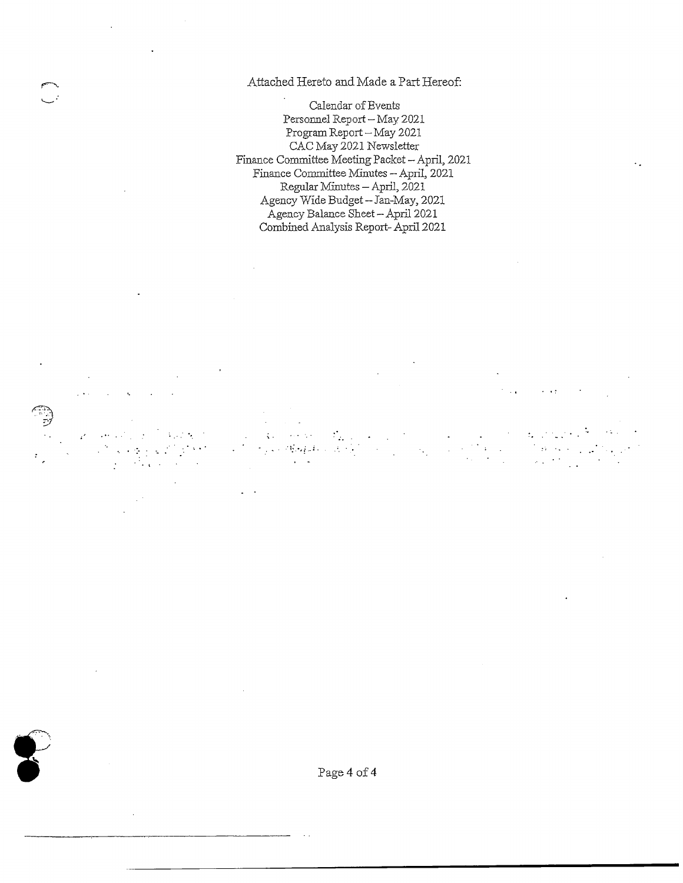Attached Hereto and Made a Part Hereof:

Calendar of Events
Personnel Report – May 2021
Program Report – May 2021
CAC May 2021 Newsletter
Finance Committee Meeting Packet – April, 2021
Finance Committee Minutes – April, 2021
Regular Minutes – April, 2021
Agency Wide Budget – Jan-May, 2021
Agency Balance Sheet – April 2021
Combined Analysis Report- April 2021